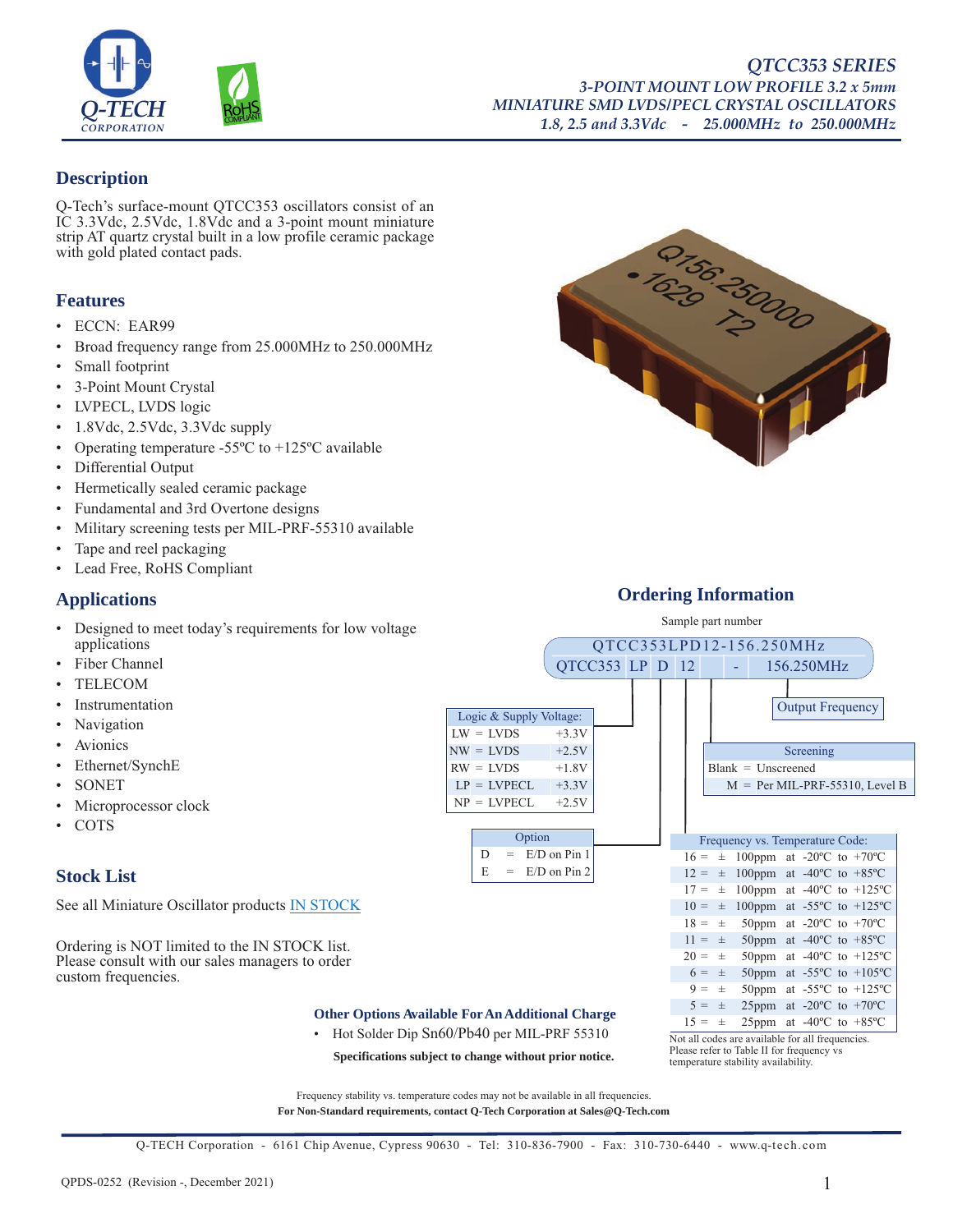# QTCC353 SERIES

*3-POINT MOUNT LOW PROFILE 3.2 x 5mm*
*MINIATURE SMD LVDS/PECL CRYSTAL OSCILLATORS*
*1.8, 2.5 and 3.3Vdc - 25.000MHz to 250.000MHz*

## Description

Q-Tech's surface-mount QTCC353 oscillators consist of an IC 3.3Vdc, 2.5Vdc, 1.8Vdc and a 3-point mount miniature strip AT quartz crystal built in a low profile ceramic package with gold plated contact pads.

## Features

- ECCN: EAR99
- Broad frequency range from 25.000MHz to 250.000MHz
- Small footprint
- 3-Point Mount Crystal
- LVPECL, LVDS logic
- 1.8Vdc, 2.5Vdc, 3.3Vdc supply
- Operating temperature -55ºC to +125ºC available
- Differential Output
- Hermetically sealed ceramic package
- Fundamental and 3rd Overtone designs
- Military screening tests per MIL-PRF-55310 available
- Tape and reel packaging
- Lead Free, RoHS Compliant

## Applications

- Designed to meet today's requirements for low voltage applications
- Fiber Channel
- TELECOM
- Instrumentation
- Navigation
- Avionics
- Ethernet/SynchE
- SONET
- Microprocessor clock
- COTS

## Stock List

See all Miniature Oscillator products IN STOCK

Ordering is NOT limited to the IN STOCK list. Please consult with our sales managers to order custom frequencies.

## Ordering Information

Sample part number

QTCC353LPD12-156.250MHz

QTCC353 | LP | D | 12 | | - | 156.250MHz

| Logic & Supply Voltage: | |
|---|---|
| LW = LVDS | +3.3V |
| NW = LVDS | +2.5V |
| RW = LVDS | +1.8V |
| LP = LVPECL | +3.3V |
| NP = LVPECL | +2.5V |

| Option |
|---|
| D = E/D on Pin 1 |
| E = E/D on Pin 2 |

| Screening |
|---|
| Blank = Unscreened |
| M = Per MIL-PRF-55310, Level B |

Output Frequency

| Frequency vs. Temperature Code: |
|---|
| 16 = ± 100ppm at -20ºC to +70ºC |
| 12 = ± 100ppm at -40ºC to +85ºC |
| 17 = ± 100ppm at -40ºC to +125ºC |
| 10 = ± 100ppm at -55ºC to +125ºC |
| 18 = ± 50ppm at -20ºC to +70ºC |
| 11 = ± 50ppm at -40ºC to +85ºC |
| 20 = ± 50ppm at -40ºC to +125ºC |
| 6 = ± 50ppm at -55ºC to +105ºC |
| 9 = ± 50ppm at -55ºC to +125ºC |
| 5 = ± 25ppm at -20ºC to +70ºC |
| 15 = ± 25ppm at -40ºC to +85ºC |

Not all codes are available for all frequencies. Please refer to Table II for frequency vs temperature stability availability.

**Other Options Available For An Additional Charge**

- Hot Solder Dip Sn60/Pb40 per MIL-PRF 55310

**Specifications subject to change without prior notice.**

Frequency stability vs. temperature codes may not be available in all frequencies.

**For Non-Standard requirements, contact Q-Tech Corporation at Sales@Q-Tech.com**

Q-TECH Corporation - 6161 Chip Avenue, Cypress 90630 - Tel: 310-836-7900 - Fax: 310-730-6440 - www.q-tech.com

QPDS-0252 (Revision -, December 2021)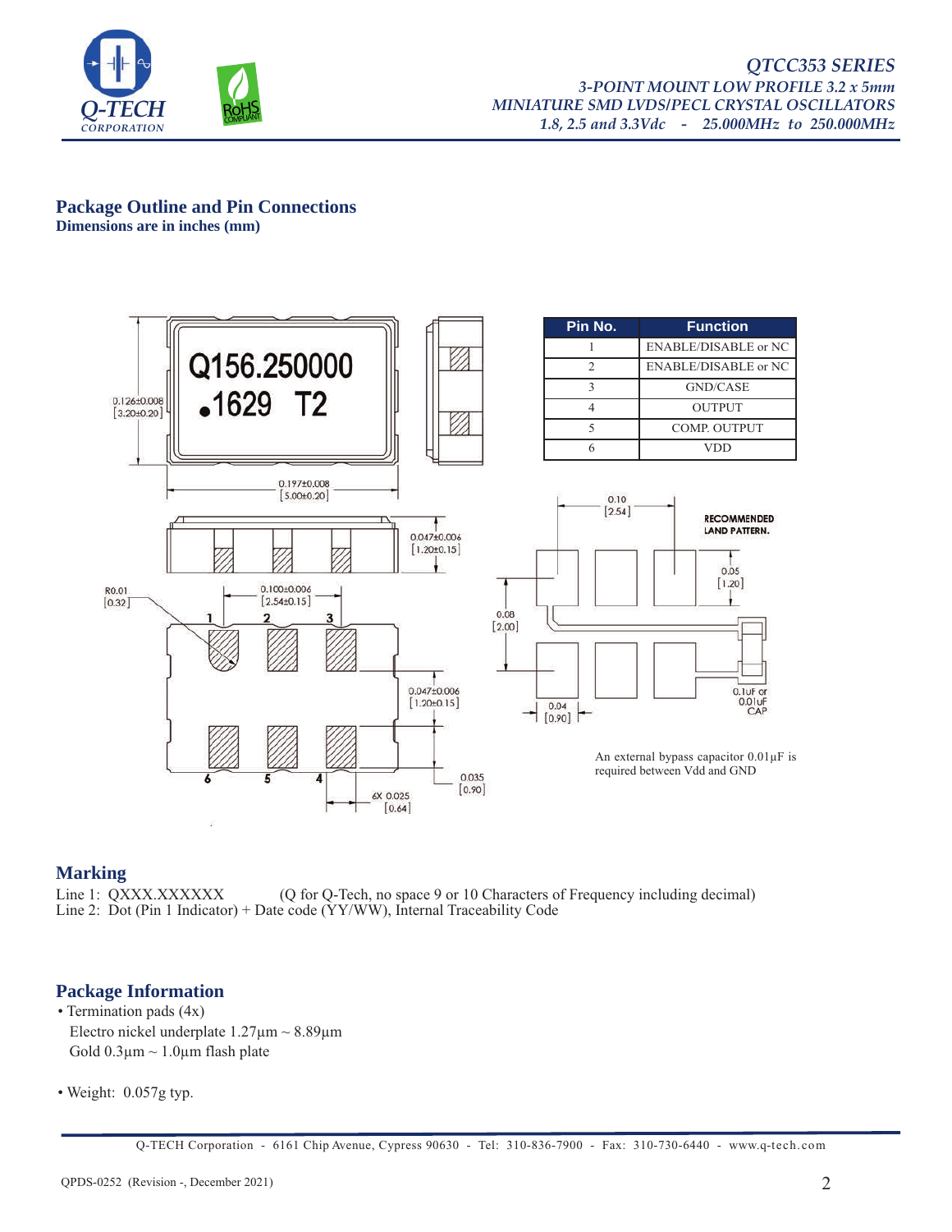## Package Outline and Pin Connections

**Dimensions are in inches (mm)**

| Pin No. | Function |
|---|---|
| 1 | ENABLE/DISABLE or NC |
| 2 | ENABLE/DISABLE or NC |
| 3 | GND/CASE |
| 4 | OUTPUT |
| 5 | COMP. OUTPUT |
| 6 | VDD |

An external bypass capacitor 0.01µF is required between Vdd and GND

## Marking

Line 1: QXXX.XXXXXX (Q for Q-Tech, no space 9 or 10 Characters of Frequency including decimal)
Line 2: Dot (Pin 1 Indicator) + Date code (YY/WW), Internal Traceability Code

## Package Information

- Termination pads (4x)
  Electro nickel underplate 1.27µm ~ 8.89µm
  Gold 0.3µm ~ 1.0µm flash plate

- Weight: 0.057g typ.

Q-TECH Corporation - 6161 Chip Avenue, Cypress 90630 - Tel: 310-836-7900 - Fax: 310-730-6440 - www.q-tech.com

QPDS-0252 (Revision -, December 2021)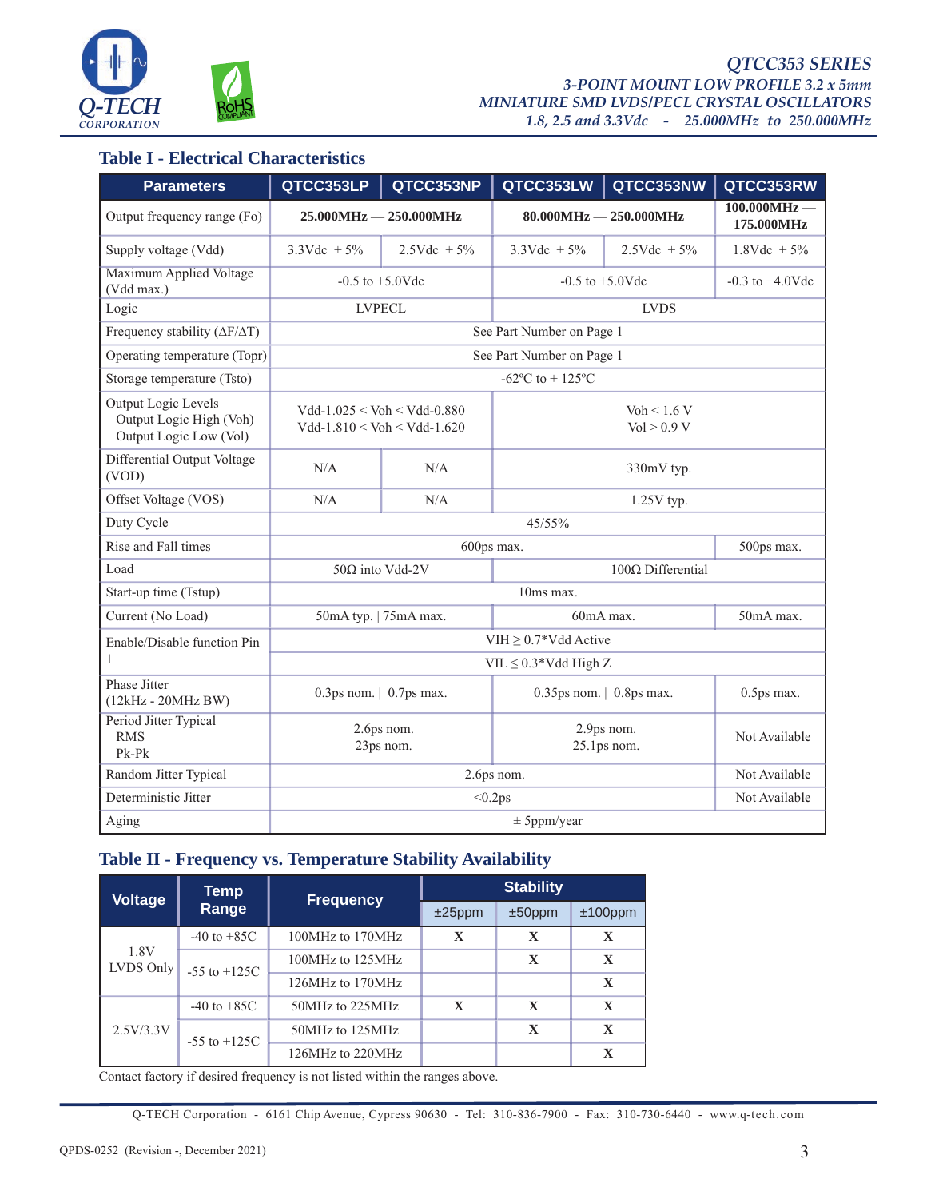## Table I - Electrical Characteristics

| Parameters | QTCC353LP | QTCC353NP | QTCC353LW | QTCC353NW | QTCC353RW |
|---|---|---|---|---|---|
| Output frequency range (Fo) | 25.000MHz — 250.000MHz | | 80.000MHz — 250.000MHz | | 100.000MHz — 175.000MHz |
| Supply voltage (Vdd) | 3.3Vdc ± 5% | 2.5Vdc ± 5% | 3.3Vdc ± 5% | 2.5Vdc ± 5% | 1.8Vdc ± 5% |
| Maximum Applied Voltage (Vdd max.) | -0.5 to +5.0Vdc | | -0.5 to +5.0Vdc | | -0.3 to +4.0Vdc |
| Logic | LVPECL | | LVDS | | |
| Frequency stability (ΔF/ΔT) | See Part Number on Page 1 | | | | |
| Operating temperature (Topr) | See Part Number on Page 1 | | | | |
| Storage temperature (Tsto) | -62ºC to + 125ºC | | | | |
| Output Logic Levels<br>Output Logic High (Voh)<br>Output Logic Low (Vol) | Vdd-1.025 < Voh < Vdd-0.880<br>Vdd-1.810 < Voh < Vdd-1.620 | | Voh < 1.6 V<br>Vol > 0.9 V | | |
| Differential Output Voltage (VOD) | N/A | N/A | 330mV typ. | | |
| Offset Voltage (VOS) | N/A | N/A | 1.25V typ. | | |
| Duty Cycle | 45/55% | | | | |
| Rise and Fall times | 600ps max. | | | | 500ps max. |
| Load | 50Ω into Vdd-2V | | 100Ω Differential | | |
| Start-up time (Tstup) | 10ms max. | | | | |
| Current (No Load) | 50mA typ. \| 75mA max. | | 60mA max. | | 50mA max. |
| Enable/Disable function Pin 1 | VIH ≥ 0.7*Vdd Active<br>VIL ≤ 0.3*Vdd High Z | | | | |
| Phase Jitter (12kHz - 20MHz BW) | 0.3ps nom. \| 0.7ps max. | | 0.35ps nom. \| 0.8ps max. | | 0.5ps max. |
| Period Jitter Typical<br>RMS<br>Pk-Pk | 2.6ps nom.<br>23ps nom. | | 2.9ps nom.<br>25.1ps nom. | | Not Available |
| Random Jitter Typical | 2.6ps nom. | | | | Not Available |
| Deterministic Jitter | <0.2ps | | | | Not Available |
| Aging | ± 5ppm/year | | | | |

## Table II - Frequency vs. Temperature Stability Availability

| Voltage | Temp Range | Frequency | Stability | | |
|---|---|---|---|---|---|
| | | | ±25ppm | ±50ppm | ±100ppm |
| 1.8V LVDS Only | -40 to +85C | 100MHz to 170MHz | X | X | X |
| | -55 to +125C | 100MHz to 125MHz | | X | X |
| | | 126MHz to 170MHz | | | X |
| 2.5V/3.3V | -40 to +85C | 50MHz to 225MHz | X | X | X |
| | -55 to +125C | 50MHz to 125MHz | | X | X |
| | | 126MHz to 220MHz | | | X |

Contact factory if desired frequency is not listed within the ranges above.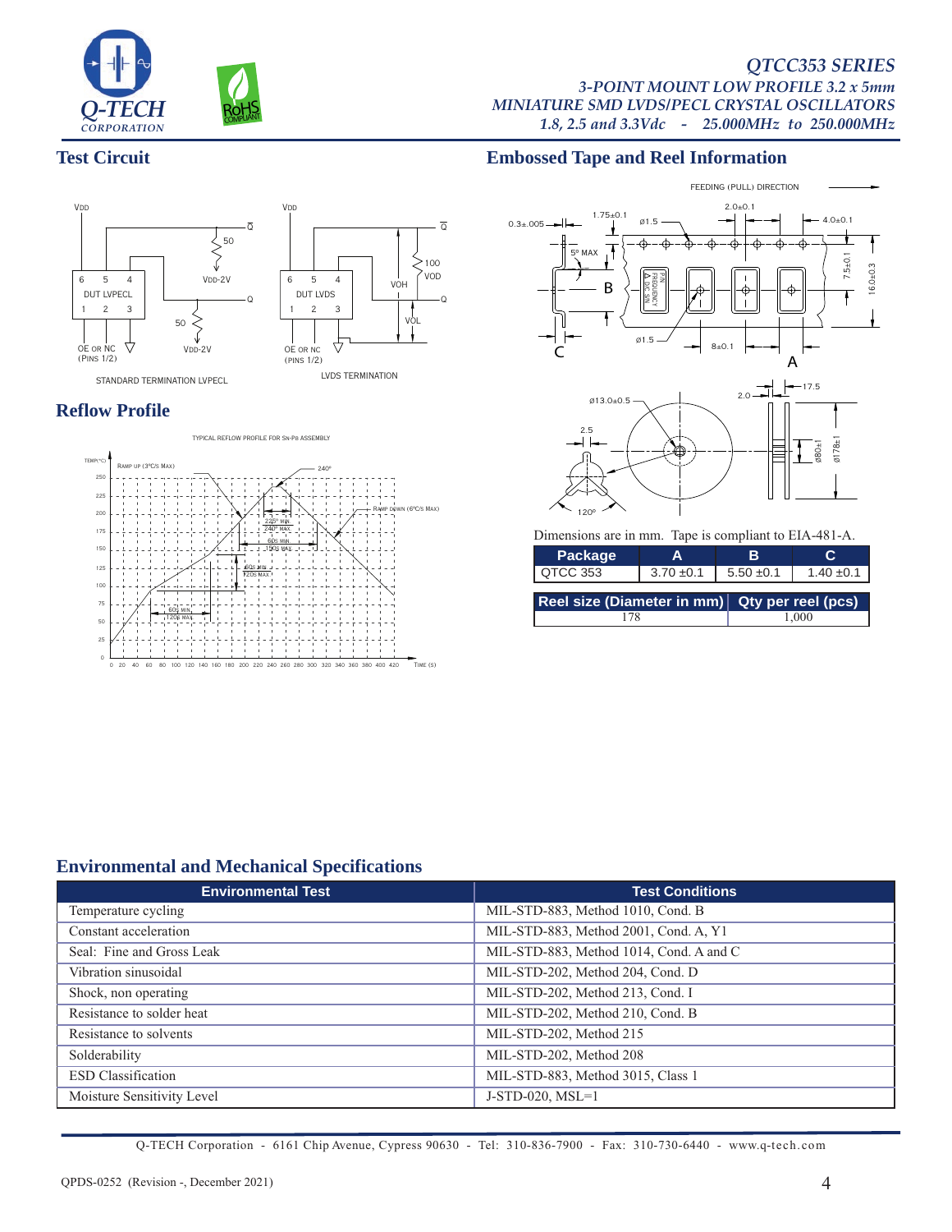## Test Circuit

VDD

6 5 4
DUT LVPECL
1 2 3

50 Q̄
VDD-2V
50 Q
VDD-2V

OE or NC (Pins 1/2)

STANDARD TERMINATION LVPECL

VDD

6 5 4
DUT LVDS
1 2 3

Q̄
100
VOD
VOH
Q
VOL

OE or NC (Pins 1/2)

LVDS TERMINATION

## Reflow Profile

TYPICAL REFLOW PROFILE FOR Sn-Pb ASSEMBLY

## Embossed Tape and Reel Information

Dimensions are in mm. Tape is compliant to EIA-481-A.

| Package | A | B | C |
|---|---|---|---|
| QTCC 353 | 3.70 ±0.1 | 5.50 ±0.1 | 1.40 ±0.1 |

| Reel size (Diameter in mm) | Qty per reel (pcs) |
|---|---|
| 178 | 1,000 |

## Environmental and Mechanical Specifications

| Environmental Test | Test Conditions |
|---|---|
| Temperature cycling | MIL-STD-883, Method 1010, Cond. B |
| Constant acceleration | MIL-STD-883, Method 2001, Cond. A, Y1 |
| Seal: Fine and Gross Leak | MIL-STD-883, Method 1014, Cond. A and C |
| Vibration sinusoidal | MIL-STD-202, Method 204, Cond. D |
| Shock, non operating | MIL-STD-202, Method 213, Cond. I |
| Resistance to solder heat | MIL-STD-202, Method 210, Cond. B |
| Resistance to solvents | MIL-STD-202, Method 215 |
| Solderability | MIL-STD-202, Method 208 |
| ESD Classification | MIL-STD-883, Method 3015, Class 1 |
| Moisture Sensitivity Level | J-STD-020, MSL=1 |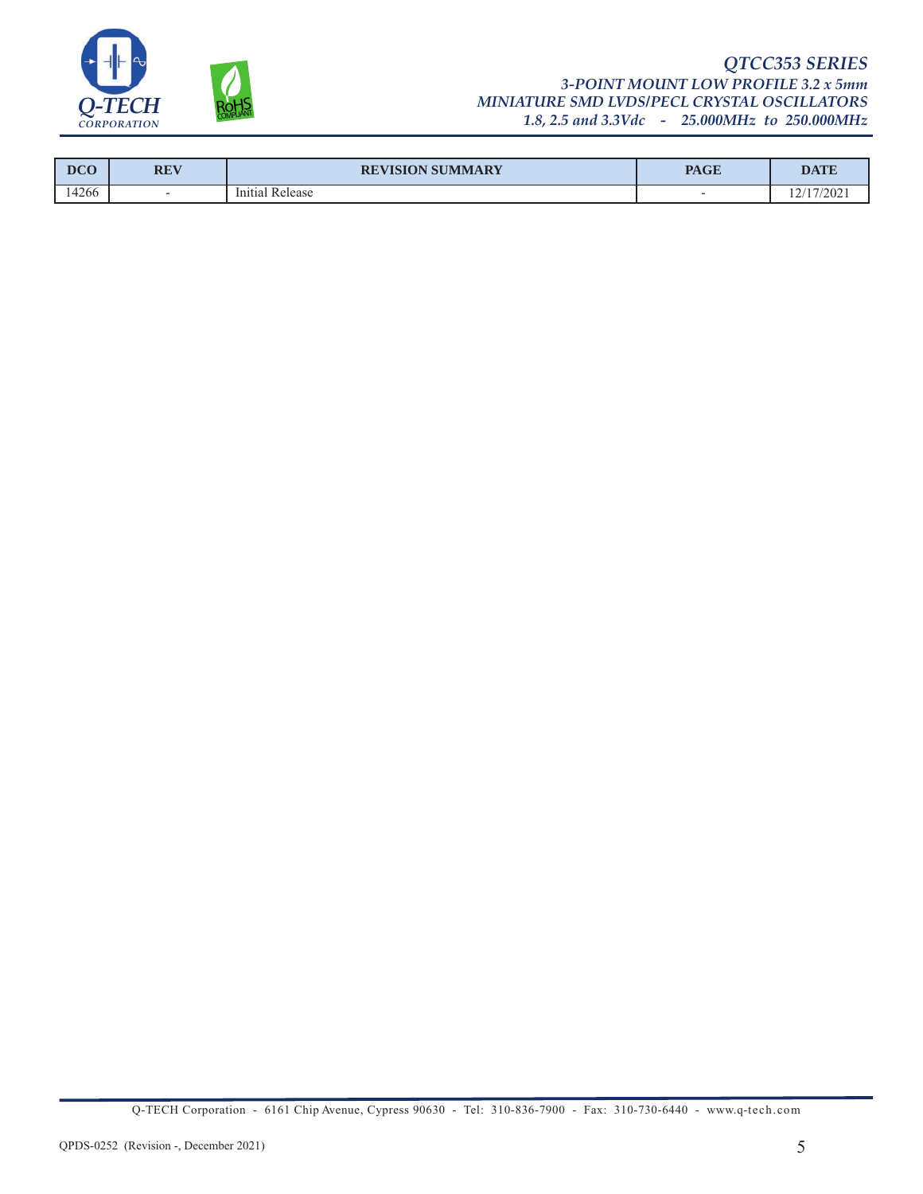| DCO | REV | REVISION SUMMARY | PAGE | DATE |
| --- | --- | --- | --- | --- |
| 14266 | - | Initial Release | - | 12/17/2021 |